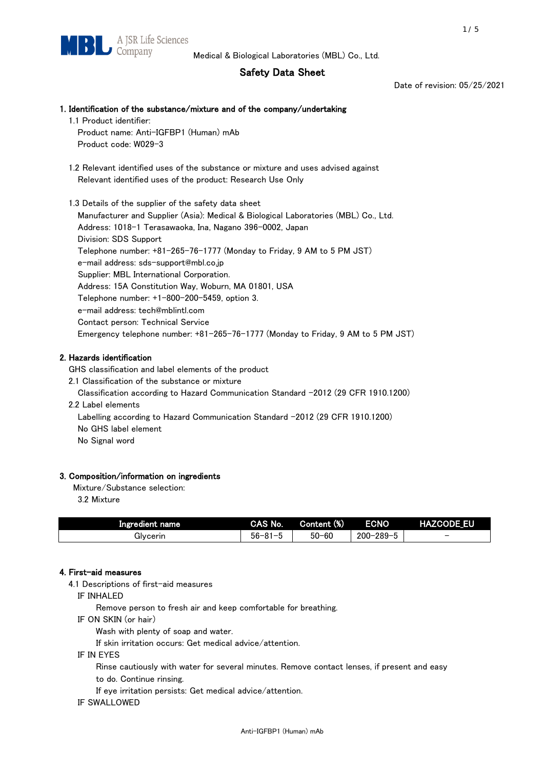Medical & Biological Laboratories (MBL) Co., Ltd.

# Safety Data Sheet

Date of revision: 05/25/2021

## 1. Identification of the substance/mixture and of the company/undertaking

1.1 Product identifier:

Product name: Anti-IGFBP1 (Human) mAb

Product code: W029-3

1.2 Relevant identified uses of the substance or mixture and uses advised against

Relevant identified uses of the product: Research Use Only

1.3 Details of the supplier of the safety data sheet

Manufacturer and Supplier (Asia): Medical & Biological Laboratories (MBL) Co., Ltd.

Address: 1018-1 Terasawaoka, Ina, Nagano 396-0002, Japan

Division: SDS Support

Telephone number: +81-265-76-1777 (Monday to Friday, 9 AM to 5 PM JST)

e-mail address: sds-support@mbl.co.jp

Supplier: MBL International Corporation.

Address: 15A Constitution Way, Woburn, MA 01801, USA

Telephone number: +1-800-200-5459, option 3.

e-mail address: tech@mblintl.com

Contact person: Technical Service

Emergency telephone number: +81-265-76-1777 (Monday to Friday, 9 AM to 5 PM JST)

## 2. Hazards identification

GHS classification and label elements of the product

2.1 Classification of the substance or mixture

Classification according to Hazard Communication Standard -2012 (29 CFR 1910.1200)

2.2 Label elements

Labelling according to Hazard Communication Standard -2012 (29 CFR 1910.1200)

No GHS label element

No Signal word

## 3. Composition/information on ingredients

Mixture/Substance selection:

3.2 Mixture

| Ingredient name | CAS No. | Content (%) | ECNO | HAZCODE_EU |
|---|---|---|---|---|
| Glycerin | 56-81-5 | 50-60 | 200-289-5 | - |

## 4. First-aid measures

4.1 Descriptions of first-aid measures

IF INHALED

Remove person to fresh air and keep comfortable for breathing.

IF ON SKIN (or hair)

Wash with plenty of soap and water.

If skin irritation occurs: Get medical advice/attention.

IF IN EYES

Rinse cautiously with water for several minutes. Remove contact lenses, if present and easy to do. Continue rinsing.

If eye irritation persists: Get medical advice/attention.

IF SWALLOWED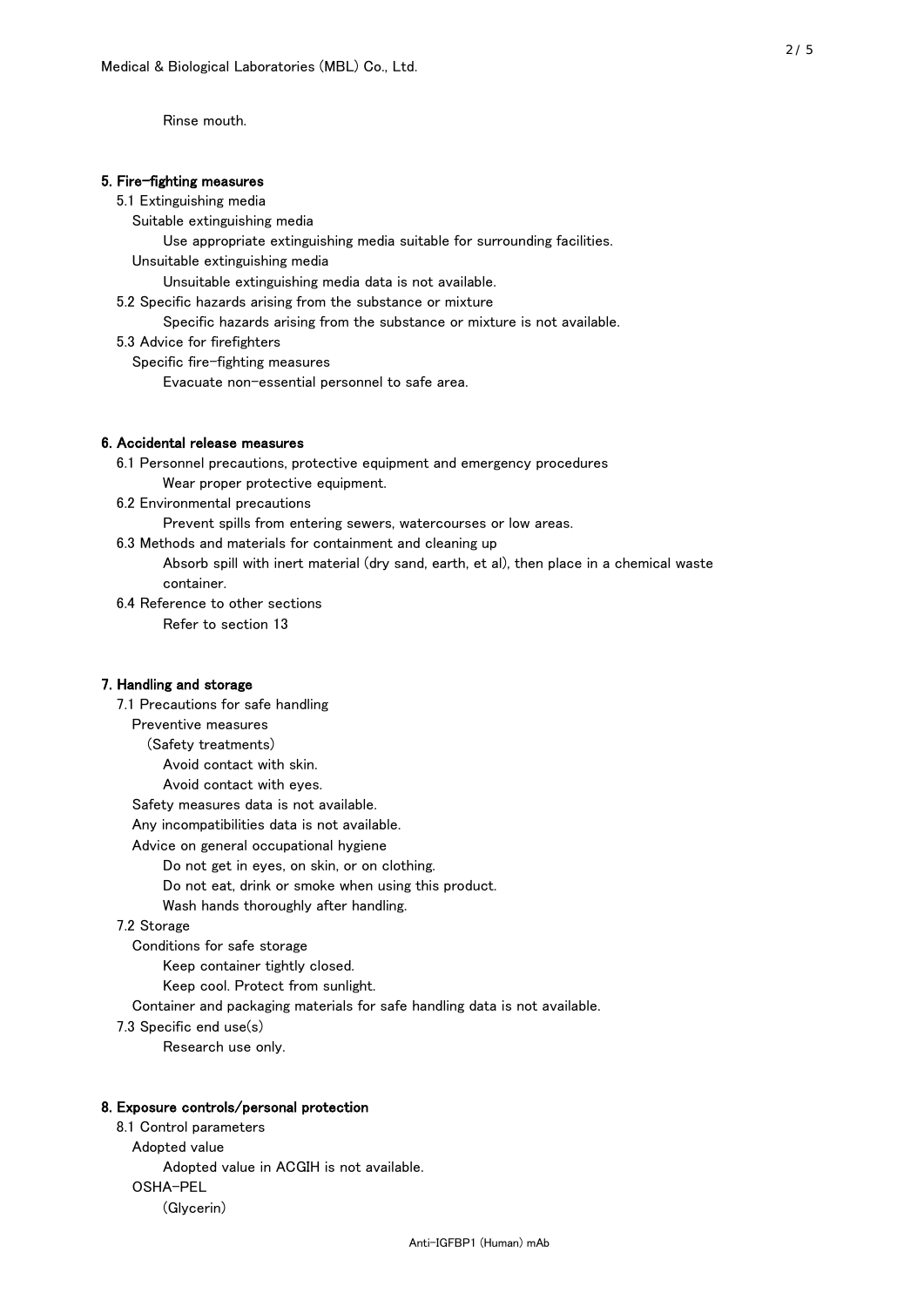Rinse mouth.

## 5. Fire-fighting measures

5.1 Extinguishing media

Suitable extinguishing media

Use appropriate extinguishing media suitable for surrounding facilities.

Unsuitable extinguishing media

Unsuitable extinguishing media data is not available.

5.2 Specific hazards arising from the substance or mixture

Specific hazards arising from the substance or mixture is not available.

5.3 Advice for firefighters

Specific fire-fighting measures

Evacuate non-essential personnel to safe area.

## 6. Accidental release measures

6.1 Personnel precautions, protective equipment and emergency procedures

Wear proper protective equipment.

6.2 Environmental precautions

Prevent spills from entering sewers, watercourses or low areas.

6.3 Methods and materials for containment and cleaning up

Absorb spill with inert material (dry sand, earth, et al), then place in a chemical waste container.

6.4 Reference to other sections

Refer to section 13

## 7. Handling and storage

7.1 Precautions for safe handling

Preventive measures

(Safety treatments)

Avoid contact with skin.

Avoid contact with eyes.

Safety measures data is not available.

Any incompatibilities data is not available.

Advice on general occupational hygiene

Do not get in eyes, on skin, or on clothing.

Do not eat, drink or smoke when using this product.

Wash hands thoroughly after handling.

7.2 Storage

Conditions for safe storage

Keep container tightly closed.

Keep cool. Protect from sunlight.

Container and packaging materials for safe handling data is not available.

7.3 Specific end use(s)

Research use only.

## 8. Exposure controls/personal protection

8.1 Control parameters

Adopted value

Adopted value in ACGIH is not available.

OSHA-PEL

(Glycerin)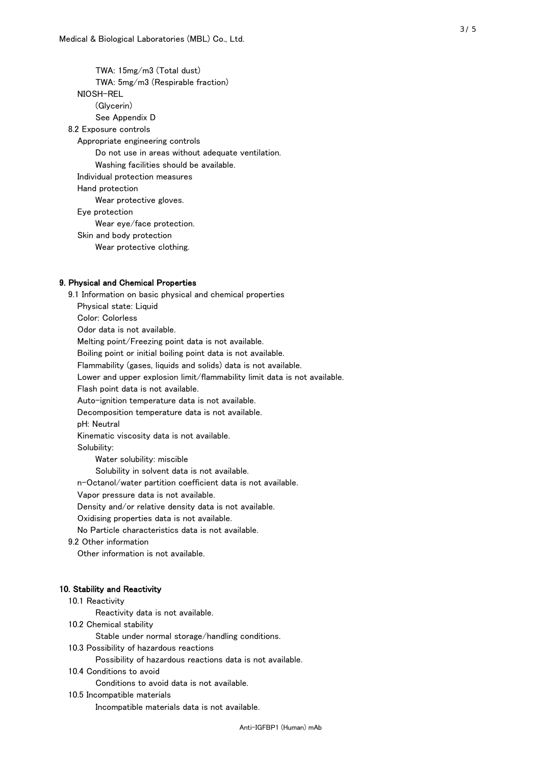TWA: 15mg/m3 (Total dust)

TWA: 5mg/m3 (Respirable fraction)

NIOSH-REL

(Glycerin)

See Appendix D

8.2 Exposure controls

Appropriate engineering controls

Do not use in areas without adequate ventilation.

Washing facilities should be available.

Individual protection measures

Hand protection

Wear protective gloves.

Eye protection

Wear eye/face protection.

Skin and body protection

Wear protective clothing.

## 9. Physical and Chemical Properties

9.1 Information on basic physical and chemical properties

Physical state: Liquid

Color: Colorless

Odor data is not available.

Melting point/Freezing point data is not available.

Boiling point or initial boiling point data is not available.

Flammability (gases, liquids and solids) data is not available.

Lower and upper explosion limit/flammability limit data is not available.

Flash point data is not available.

Auto-ignition temperature data is not available.

Decomposition temperature data is not available.

pH: Neutral

Kinematic viscosity data is not available.

Solubility:

Water solubility: miscible

Solubility in solvent data is not available.

n-Octanol/water partition coefficient data is not available.

Vapor pressure data is not available.

Density and/or relative density data is not available.

Oxidising properties data is not available.

No Particle characteristics data is not available.

9.2 Other information

Other information is not available.

## 10. Stability and Reactivity

10.1 Reactivity

Reactivity data is not available.

10.2 Chemical stability

Stable under normal storage/handling conditions.

10.3 Possibility of hazardous reactions

Possibility of hazardous reactions data is not available.

10.4 Conditions to avoid

Conditions to avoid data is not available.

10.5 Incompatible materials

Incompatible materials data is not available.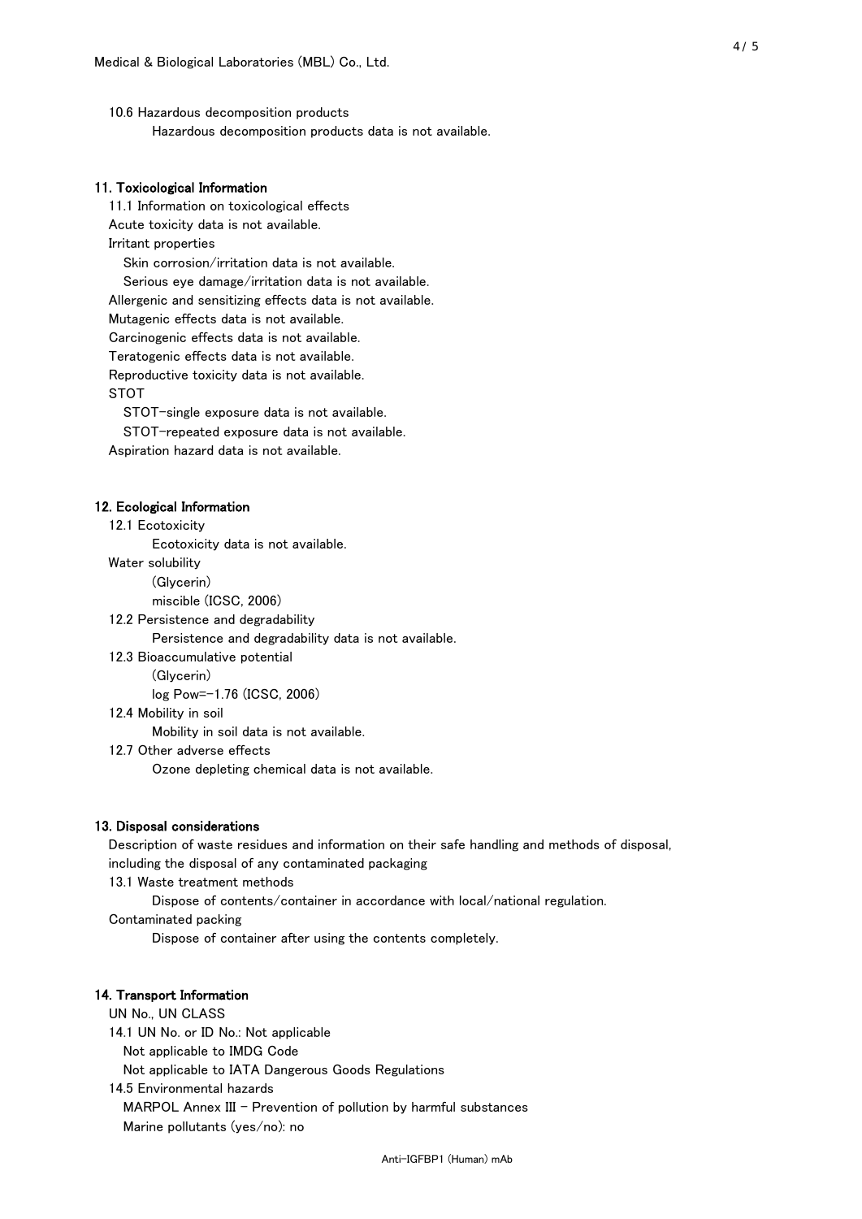10.6 Hazardous decomposition products

Hazardous decomposition products data is not available.

## 11. Toxicological Information

11.1 Information on toxicological effects

Acute toxicity data is not available.

Irritant properties

Skin corrosion/irritation data is not available.

Serious eye damage/irritation data is not available.

Allergenic and sensitizing effects data is not available.

Mutagenic effects data is not available.

Carcinogenic effects data is not available.

Teratogenic effects data is not available.

Reproductive toxicity data is not available.

STOT

STOT-single exposure data is not available.

STOT-repeated exposure data is not available.

Aspiration hazard data is not available.

## 12. Ecological Information

12.1 Ecotoxicity

Ecotoxicity data is not available.

Water solubility

(Glycerin)

miscible (ICSC, 2006)

12.2 Persistence and degradability

Persistence and degradability data is not available.

12.3 Bioaccumulative potential

(Glycerin)

log Pow=-1.76 (ICSC, 2006)

12.4 Mobility in soil

Mobility in soil data is not available.

12.7 Other adverse effects

Ozone depleting chemical data is not available.

## 13. Disposal considerations

Description of waste residues and information on their safe handling and methods of disposal, including the disposal of any contaminated packaging

13.1 Waste treatment methods

Dispose of contents/container in accordance with local/national regulation.

Contaminated packing

Dispose of container after using the contents completely.

## 14. Transport Information

UN No., UN CLASS

14.1 UN No. or ID No.: Not applicable

Not applicable to IMDG Code

Not applicable to IATA Dangerous Goods Regulations

14.5 Environmental hazards

MARPOL Annex III - Prevention of pollution by harmful substances

Marine pollutants (yes/no): no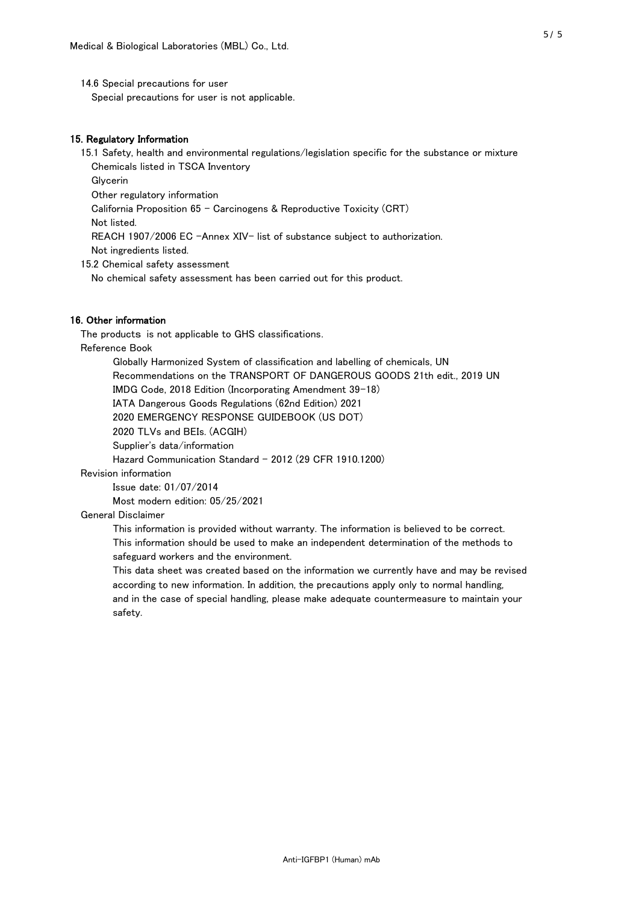14.6 Special precautions for user

Special precautions for user is not applicable.

## 15. Regulatory Information

15.1 Safety, health and environmental regulations/legislation specific for the substance or mixture

Chemicals listed in TSCA Inventory

Glycerin

Other regulatory information

California Proposition 65 - Carcinogens & Reproductive Toxicity (CRT)

Not listed.

REACH 1907/2006 EC -Annex XIV- list of substance subject to authorization.

Not ingredients listed.

15.2 Chemical safety assessment

No chemical safety assessment has been carried out for this product.

## 16. Other information

The products is not applicable to GHS classifications.

Reference Book

Globally Harmonized System of classification and labelling of chemicals, UN

Recommendations on the TRANSPORT OF DANGEROUS GOODS 21th edit., 2019 UN

IMDG Code, 2018 Edition (Incorporating Amendment 39-18)

IATA Dangerous Goods Regulations (62nd Edition) 2021

2020 EMERGENCY RESPONSE GUIDEBOOK (US DOT)

2020 TLVs and BEIs. (ACGIH)

Supplier's data/information

Hazard Communication Standard - 2012 (29 CFR 1910.1200)

Revision information

Issue date: 01/07/2014

Most modern edition: 05/25/2021

General Disclaimer

This information is provided without warranty. The information is believed to be correct. This information should be used to make an independent determination of the methods to safeguard workers and the environment.

This data sheet was created based on the information we currently have and may be revised according to new information. In addition, the precautions apply only to normal handling, and in the case of special handling, please make adequate countermeasure to maintain your safety.